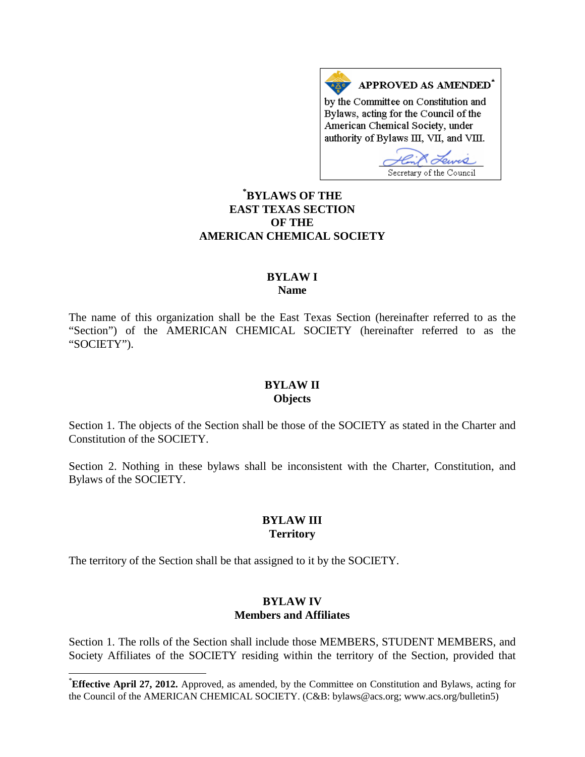**APPROVED AS AMENDED***

by the Committee on Constitution and Bylaws, acting for the Council of the American Chemical Society, under authority of Bylaws III, VII, and VIII.

Secretary of the Council

# *BYLAWS OF THE EAST TEXAS SECTION OF THE AMERICAN CHEMICAL SOCIETY

## BYLAW I
## Name

The name of this organization shall be the East Texas Section (hereinafter referred to as the "Section") of the AMERICAN CHEMICAL SOCIETY (hereinafter referred to as the "SOCIETY").

## BYLAW II
## Objects

Section 1. The objects of the Section shall be those of the SOCIETY as stated in the Charter and Constitution of the SOCIETY.

Section 2. Nothing in these bylaws shall be inconsistent with the Charter, Constitution, and Bylaws of the SOCIETY.

## BYLAW III
## Territory

The territory of the Section shall be that assigned to it by the SOCIETY.

## BYLAW IV
## Members and Affiliates

Section 1. The rolls of the Section shall include those MEMBERS, STUDENT MEMBERS, and Society Affiliates of the SOCIETY residing within the territory of the Section, provided that

---

*Effective April 27, 2012.** Approved, as amended, by the Committee on Constitution and Bylaws, acting for the Council of the AMERICAN CHEMICAL SOCIETY. (C&B: bylaws@acs.org; www.acs.org/bulletin5)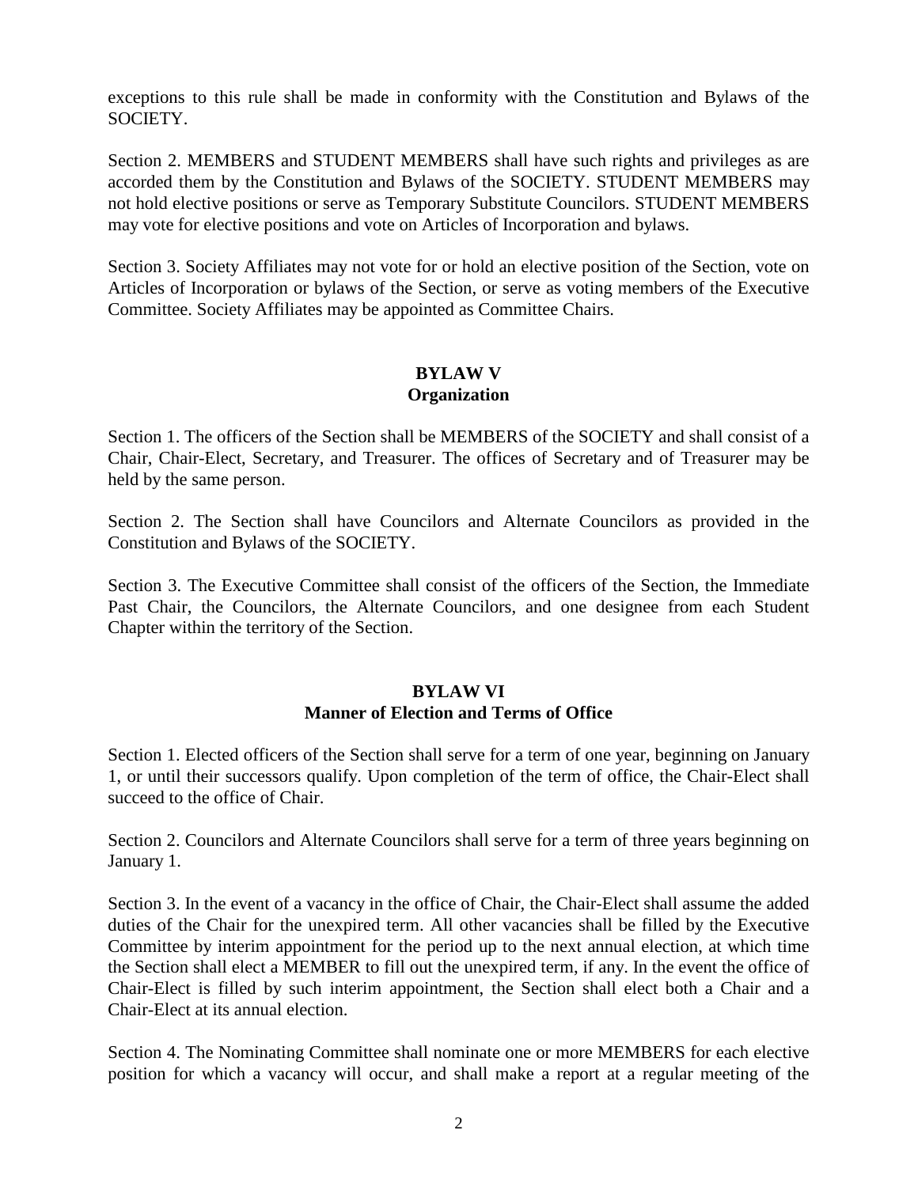exceptions to this rule shall be made in conformity with the Constitution and Bylaws of the SOCIETY.

Section 2. MEMBERS and STUDENT MEMBERS shall have such rights and privileges as are accorded them by the Constitution and Bylaws of the SOCIETY. STUDENT MEMBERS may not hold elective positions or serve as Temporary Substitute Councilors. STUDENT MEMBERS may vote for elective positions and vote on Articles of Incorporation and bylaws.

Section 3. Society Affiliates may not vote for or hold an elective position of the Section, vote on Articles of Incorporation or bylaws of the Section, or serve as voting members of the Executive Committee. Society Affiliates may be appointed as Committee Chairs.

## BYLAW V
## Organization

Section 1. The officers of the Section shall be MEMBERS of the SOCIETY and shall consist of a Chair, Chair-Elect, Secretary, and Treasurer. The offices of Secretary and of Treasurer may be held by the same person.

Section 2. The Section shall have Councilors and Alternate Councilors as provided in the Constitution and Bylaws of the SOCIETY.

Section 3. The Executive Committee shall consist of the officers of the Section, the Immediate Past Chair, the Councilors, the Alternate Councilors, and one designee from each Student Chapter within the territory of the Section.

## BYLAW VI
## Manner of Election and Terms of Office

Section 1. Elected officers of the Section shall serve for a term of one year, beginning on January 1, or until their successors qualify. Upon completion of the term of office, the Chair-Elect shall succeed to the office of Chair.

Section 2. Councilors and Alternate Councilors shall serve for a term of three years beginning on January 1.

Section 3. In the event of a vacancy in the office of Chair, the Chair-Elect shall assume the added duties of the Chair for the unexpired term. All other vacancies shall be filled by the Executive Committee by interim appointment for the period up to the next annual election, at which time the Section shall elect a MEMBER to fill out the unexpired term, if any. In the event the office of Chair-Elect is filled by such interim appointment, the Section shall elect both a Chair and a Chair-Elect at its annual election.

Section 4. The Nominating Committee shall nominate one or more MEMBERS for each elective position for which a vacancy will occur, and shall make a report at a regular meeting of the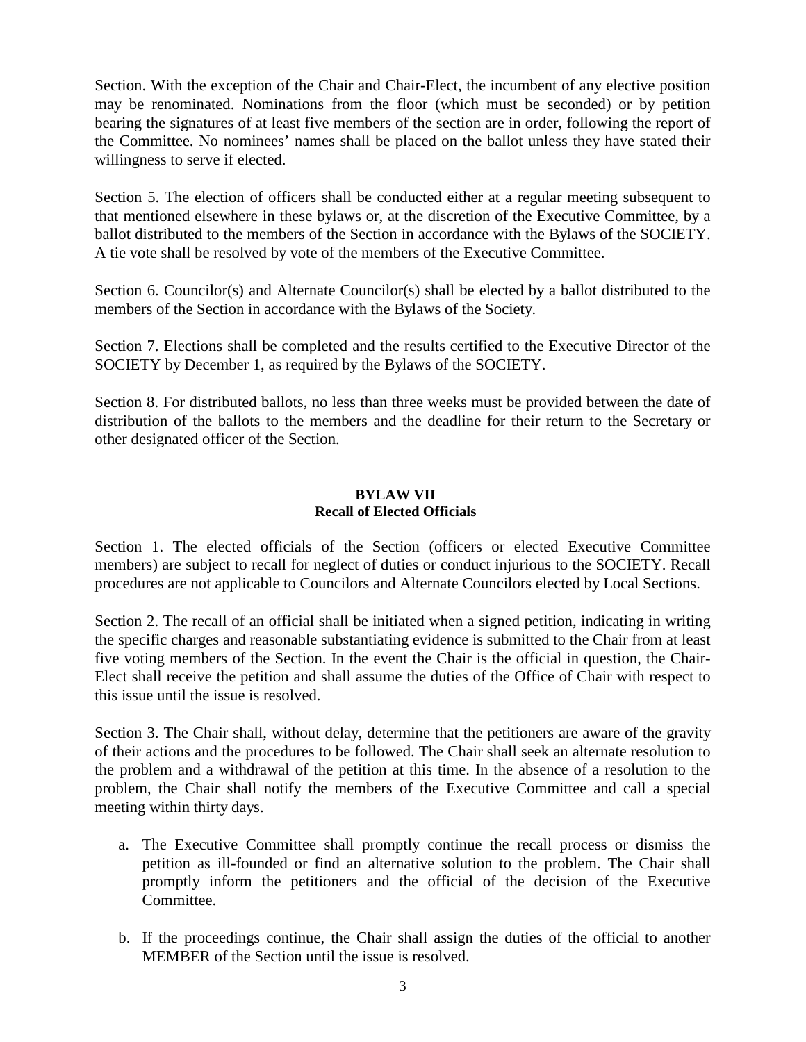Section. With the exception of the Chair and Chair-Elect, the incumbent of any elective position may be renominated. Nominations from the floor (which must be seconded) or by petition bearing the signatures of at least five members of the section are in order, following the report of the Committee. No nominees' names shall be placed on the ballot unless they have stated their willingness to serve if elected.

Section 5. The election of officers shall be conducted either at a regular meeting subsequent to that mentioned elsewhere in these bylaws or, at the discretion of the Executive Committee, by a ballot distributed to the members of the Section in accordance with the Bylaws of the SOCIETY. A tie vote shall be resolved by vote of the members of the Executive Committee.

Section 6. Councilor(s) and Alternate Councilor(s) shall be elected by a ballot distributed to the members of the Section in accordance with the Bylaws of the Society.

Section 7. Elections shall be completed and the results certified to the Executive Director of the SOCIETY by December 1, as required by the Bylaws of the SOCIETY.

Section 8. For distributed ballots, no less than three weeks must be provided between the date of distribution of the ballots to the members and the deadline for their return to the Secretary or other designated officer of the Section.

## BYLAW VII
## Recall of Elected Officials

Section 1. The elected officials of the Section (officers or elected Executive Committee members) are subject to recall for neglect of duties or conduct injurious to the SOCIETY. Recall procedures are not applicable to Councilors and Alternate Councilors elected by Local Sections.

Section 2. The recall of an official shall be initiated when a signed petition, indicating in writing the specific charges and reasonable substantiating evidence is submitted to the Chair from at least five voting members of the Section. In the event the Chair is the official in question, the Chair-Elect shall receive the petition and shall assume the duties of the Office of Chair with respect to this issue until the issue is resolved.

Section 3. The Chair shall, without delay, determine that the petitioners are aware of the gravity of their actions and the procedures to be followed. The Chair shall seek an alternate resolution to the problem and a withdrawal of the petition at this time. In the absence of a resolution to the problem, the Chair shall notify the members of the Executive Committee and call a special meeting within thirty days.

a. The Executive Committee shall promptly continue the recall process or dismiss the petition as ill-founded or find an alternative solution to the problem. The Chair shall promptly inform the petitioners and the official of the decision of the Executive Committee.

b. If the proceedings continue, the Chair shall assign the duties of the official to another MEMBER of the Section until the issue is resolved.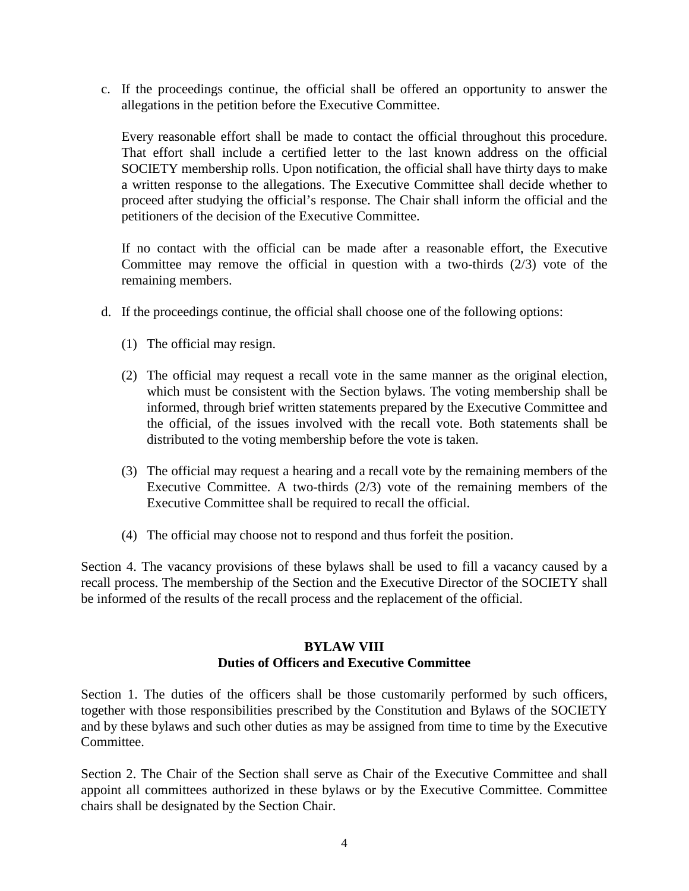c. If the proceedings continue, the official shall be offered an opportunity to answer the allegations in the petition before the Executive Committee.

   Every reasonable effort shall be made to contact the official throughout this procedure. That effort shall include a certified letter to the last known address on the official SOCIETY membership rolls. Upon notification, the official shall have thirty days to make a written response to the allegations. The Executive Committee shall decide whether to proceed after studying the official's response. The Chair shall inform the official and the petitioners of the decision of the Executive Committee.

   If no contact with the official can be made after a reasonable effort, the Executive Committee may remove the official in question with a two-thirds (2/3) vote of the remaining members.

d. If the proceedings continue, the official shall choose one of the following options:

   (1) The official may resign.

   (2) The official may request a recall vote in the same manner as the original election, which must be consistent with the Section bylaws. The voting membership shall be informed, through brief written statements prepared by the Executive Committee and the official, of the issues involved with the recall vote. Both statements shall be distributed to the voting membership before the vote is taken.

   (3) The official may request a hearing and a recall vote by the remaining members of the Executive Committee. A two-thirds (2/3) vote of the remaining members of the Executive Committee shall be required to recall the official.

   (4) The official may choose not to respond and thus forfeit the position.

Section 4. The vacancy provisions of these bylaws shall be used to fill a vacancy caused by a recall process. The membership of the Section and the Executive Director of the SOCIETY shall be informed of the results of the recall process and the replacement of the official.

## BYLAW VIII
## Duties of Officers and Executive Committee

Section 1. The duties of the officers shall be those customarily performed by such officers, together with those responsibilities prescribed by the Constitution and Bylaws of the SOCIETY and by these bylaws and such other duties as may be assigned from time to time by the Executive Committee.

Section 2. The Chair of the Section shall serve as Chair of the Executive Committee and shall appoint all committees authorized in these bylaws or by the Executive Committee. Committee chairs shall be designated by the Section Chair.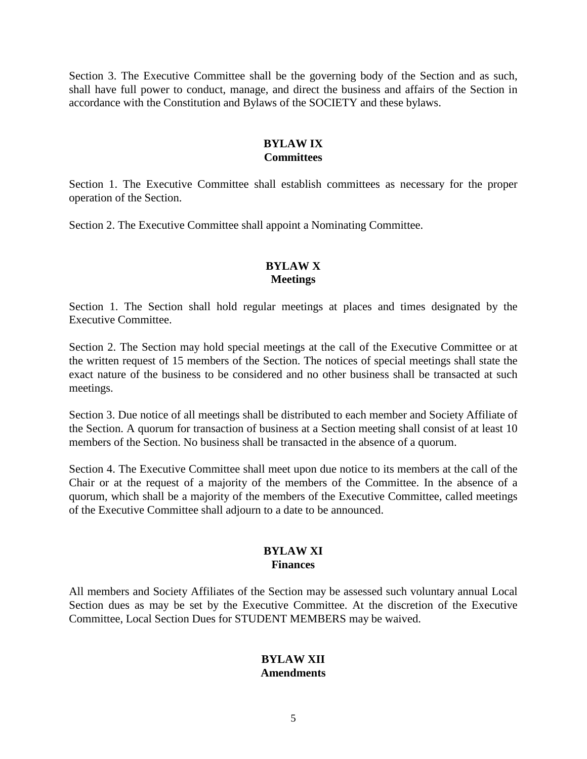Section 3. The Executive Committee shall be the governing body of the Section and as such, shall have full power to conduct, manage, and direct the business and affairs of the Section in accordance with the Constitution and Bylaws of the SOCIETY and these bylaws.

## BYLAW IX
## Committees

Section 1. The Executive Committee shall establish committees as necessary for the proper operation of the Section.

Section 2. The Executive Committee shall appoint a Nominating Committee.

## BYLAW X
## Meetings

Section 1. The Section shall hold regular meetings at places and times designated by the Executive Committee.

Section 2. The Section may hold special meetings at the call of the Executive Committee or at the written request of 15 members of the Section. The notices of special meetings shall state the exact nature of the business to be considered and no other business shall be transacted at such meetings.

Section 3. Due notice of all meetings shall be distributed to each member and Society Affiliate of the Section. A quorum for transaction of business at a Section meeting shall consist of at least 10 members of the Section. No business shall be transacted in the absence of a quorum.

Section 4. The Executive Committee shall meet upon due notice to its members at the call of the Chair or at the request of a majority of the members of the Committee. In the absence of a quorum, which shall be a majority of the members of the Executive Committee, called meetings of the Executive Committee shall adjourn to a date to be announced.

## BYLAW XI
## Finances

All members and Society Affiliates of the Section may be assessed such voluntary annual Local Section dues as may be set by the Executive Committee. At the discretion of the Executive Committee, Local Section Dues for STUDENT MEMBERS may be waived.

## BYLAW XII
## Amendments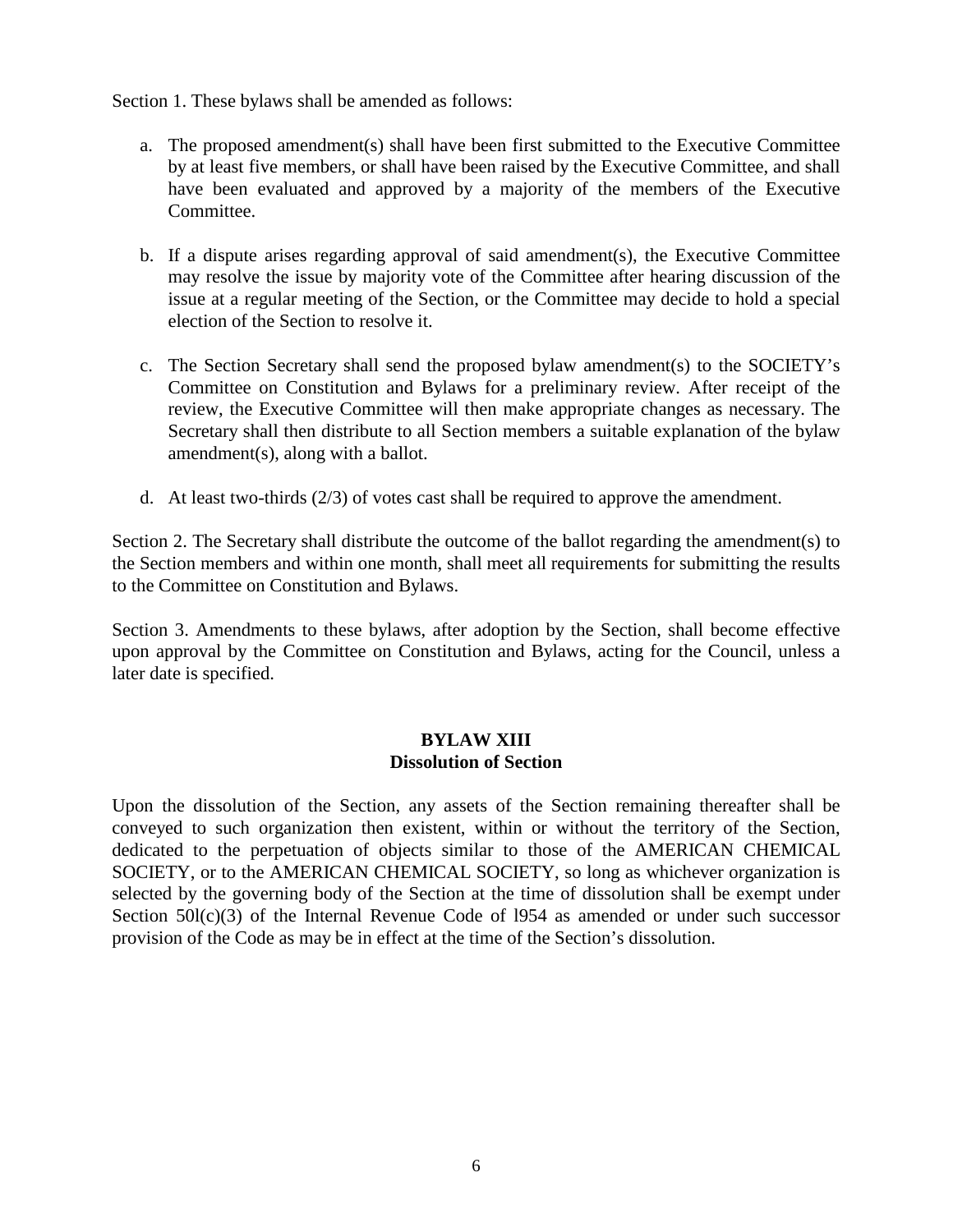Section 1. These bylaws shall be amended as follows:

a. The proposed amendment(s) shall have been first submitted to the Executive Committee by at least five members, or shall have been raised by the Executive Committee, and shall have been evaluated and approved by a majority of the members of the Executive Committee.

b. If a dispute arises regarding approval of said amendment(s), the Executive Committee may resolve the issue by majority vote of the Committee after hearing discussion of the issue at a regular meeting of the Section, or the Committee may decide to hold a special election of the Section to resolve it.

c. The Section Secretary shall send the proposed bylaw amendment(s) to the SOCIETY's Committee on Constitution and Bylaws for a preliminary review. After receipt of the review, the Executive Committee will then make appropriate changes as necessary. The Secretary shall then distribute to all Section members a suitable explanation of the bylaw amendment(s), along with a ballot.

d. At least two-thirds (2/3) of votes cast shall be required to approve the amendment.

Section 2. The Secretary shall distribute the outcome of the ballot regarding the amendment(s) to the Section members and within one month, shall meet all requirements for submitting the results to the Committee on Constitution and Bylaws.

Section 3. Amendments to these bylaws, after adoption by the Section, shall become effective upon approval by the Committee on Constitution and Bylaws, acting for the Council, unless a later date is specified.

## BYLAW XIII
## Dissolution of Section

Upon the dissolution of the Section, any assets of the Section remaining thereafter shall be conveyed to such organization then existent, within or without the territory of the Section, dedicated to the perpetuation of objects similar to those of the AMERICAN CHEMICAL SOCIETY, or to the AMERICAN CHEMICAL SOCIETY, so long as whichever organization is selected by the governing body of the Section at the time of dissolution shall be exempt under Section 50l(c)(3) of the Internal Revenue Code of l954 as amended or under such successor provision of the Code as may be in effect at the time of the Section's dissolution.